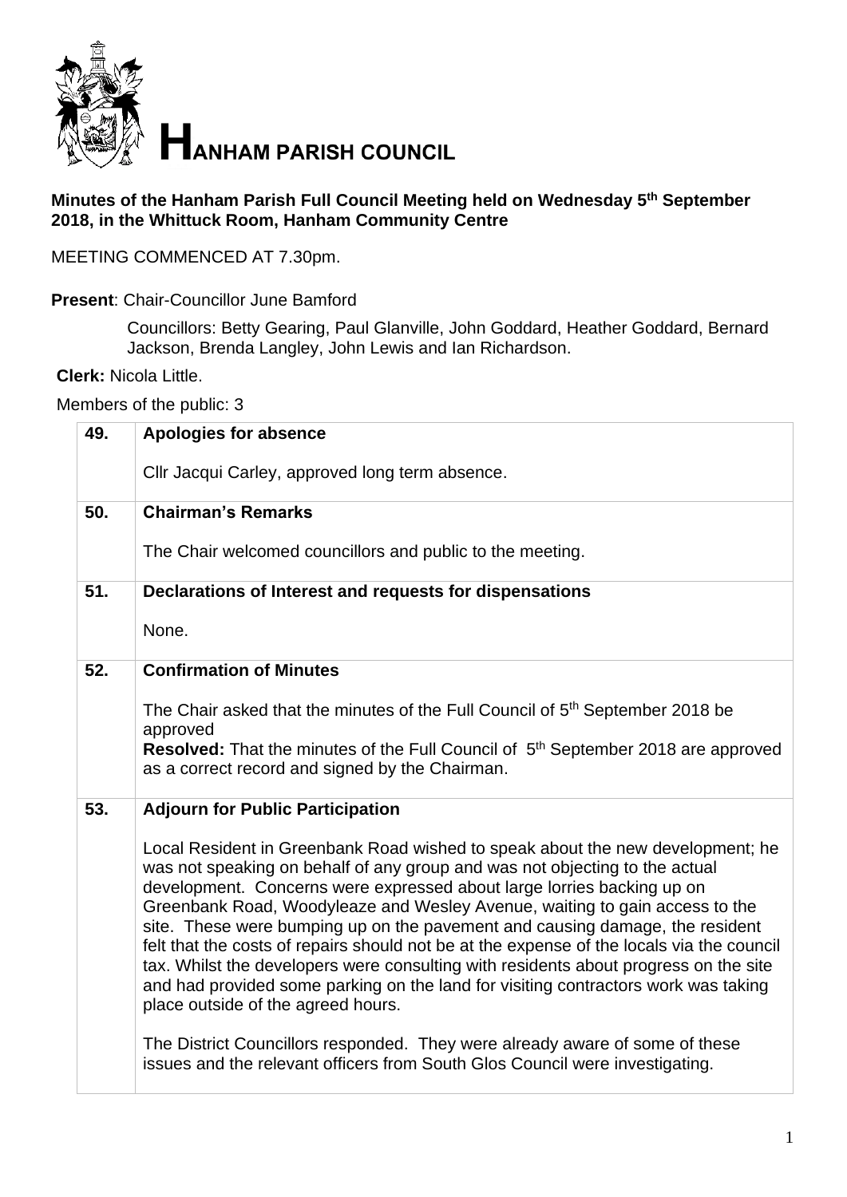# HANHAM PARISH COUNCIL

**Minutes of the Hanham Parish Full Council Meeting held on Wednesday 5th September 2018, in the Whittuck Room, Hanham Community Centre**

MEETING COMMENCED AT 7.30pm.

**Present**: Chair-Councillor June Bamford

Councillors: Betty Gearing, Paul Glanville, John Goddard, Heather Goddard, Bernard Jackson, Brenda Langley, John Lewis and Ian Richardson.

**Clerk:** Nicola Little.

Members of the public: 3

| | |
|---|---|
| **49.** | **Apologies for absence**<br><br>Cllr Jacqui Carley, approved long term absence. |
| **50.** | **Chairman's Remarks**<br><br>The Chair welcomed councillors and public to the meeting. |
| **51.** | **Declarations of Interest and requests for dispensations**<br><br>None. |
| **52.** | **Confirmation of Minutes**<br><br>The Chair asked that the minutes of the Full Council of 5th September 2018 be approved<br>**Resolved:** That the minutes of the Full Council of 5th September 2018 are approved as a correct record and signed by the Chairman. |
| **53.** | **Adjourn for Public Participation**<br><br>Local Resident in Greenbank Road wished to speak about the new development; he was not speaking on behalf of any group and was not objecting to the actual development. Concerns were expressed about large lorries backing up on Greenbank Road, Woodyleaze and Wesley Avenue, waiting to gain access to the site. These were bumping up on the pavement and causing damage, the resident felt that the costs of repairs should not be at the expense of the locals via the council tax. Whilst the developers were consulting with residents about progress on the site and had provided some parking on the land for visiting contractors work was taking place outside of the agreed hours.<br><br>The District Councillors responded. They were already aware of some of these issues and the relevant officers from South Glos Council were investigating. |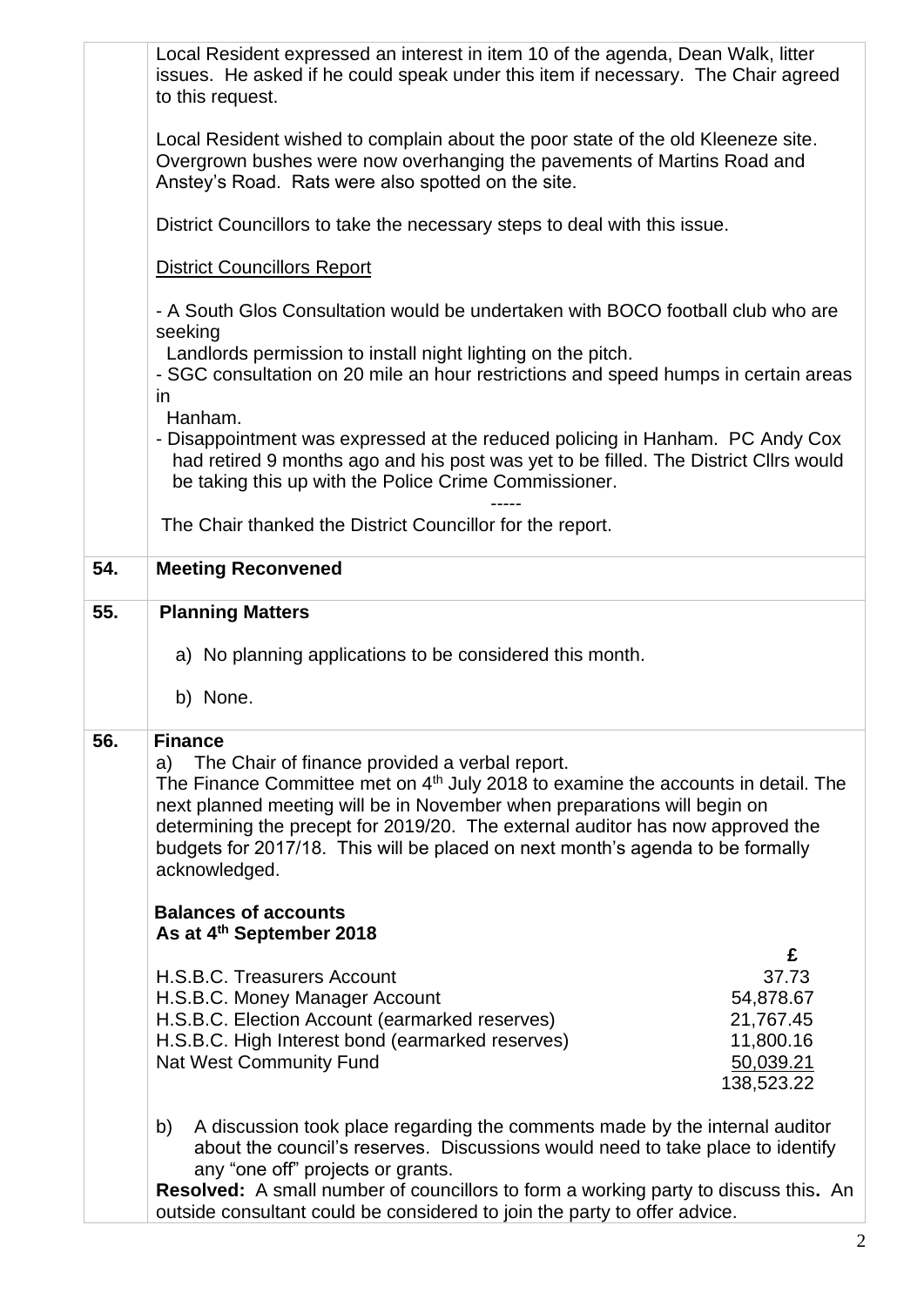Local Resident expressed an interest in item 10 of the agenda, Dean Walk, litter issues. He asked if he could speak under this item if necessary. The Chair agreed to this request.

Local Resident wished to complain about the poor state of the old Kleeneze site. Overgrown bushes were now overhanging the pavements of Martins Road and Anstey's Road. Rats were also spotted on the site.

District Councillors to take the necessary steps to deal with this issue.

District Councillors Report

- A South Glos Consultation would be undertaken with BOCO football club who are seeking
  Landlords permission to install night lighting on the pitch.
- SGC consultation on 20 mile an hour restrictions and speed humps in certain areas in
  Hanham.
- Disappointment was expressed at the reduced policing in Hanham. PC Andy Cox had retired 9 months ago and his post was yet to be filled. The District Cllrs would be taking this up with the Police Crime Commissioner.

-----

The Chair thanked the District Councillor for the report.

**54. Meeting Reconvened**

**55. Planning Matters**

a) No planning applications to be considered this month.

b) None.

**56. Finance**

a) The Chair of finance provided a verbal report.

The Finance Committee met on 4th July 2018 to examine the accounts in detail. The next planned meeting will be in November when preparations will begin on determining the precept for 2019/20. The external auditor has now approved the budgets for 2017/18. This will be placed on next month's agenda to be formally acknowledged.

**Balances of accounts**
**As at 4th September 2018**

| | £ |
|---|---|
| H.S.B.C. Treasurers Account | 37.73 |
| H.S.B.C. Money Manager Account | 54,878.67 |
| H.S.B.C. Election Account (earmarked reserves) | 21,767.45 |
| H.S.B.C. High Interest bond (earmarked reserves) | 11,800.16 |
| Nat West Community Fund | 50,039.21 |
| | 138,523.22 |

b) A discussion took place regarding the comments made by the internal auditor about the council's reserves. Discussions would need to take place to identify any "one off" projects or grants.

**Resolved:** A small number of councillors to form a working party to discuss this**.** An outside consultant could be considered to join the party to offer advice.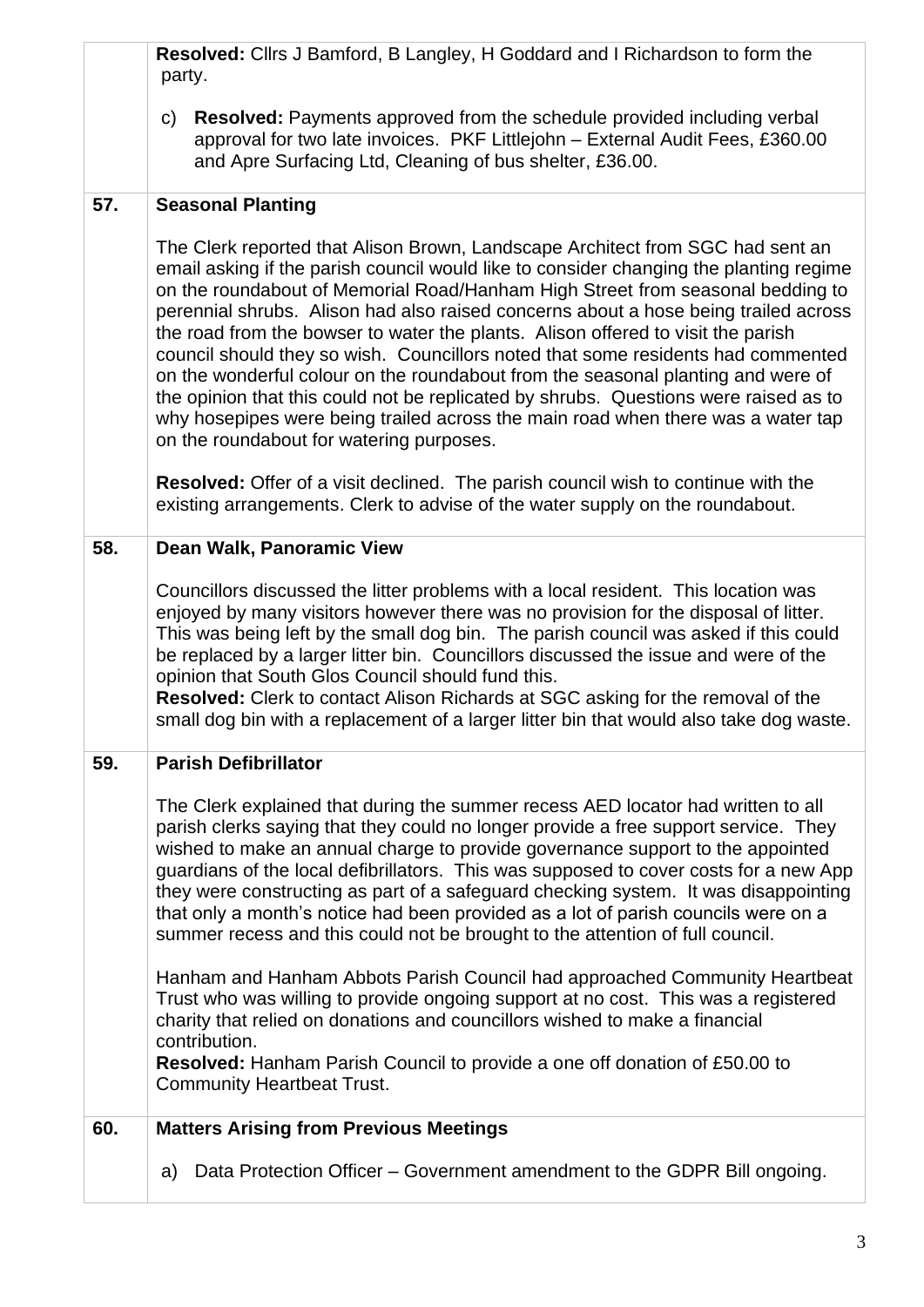| | |
|---|---|
| | **Resolved:** Cllrs J Bamford, B Langley, H Goddard and I Richardson to form the party.<br><br>c) **Resolved:** Payments approved from the schedule provided including verbal approval for two late invoices. PKF Littlejohn – External Audit Fees, £360.00 and Apre Surfacing Ltd, Cleaning of bus shelter, £36.00. |
| **57.** | **Seasonal Planting**<br><br>The Clerk reported that Alison Brown, Landscape Architect from SGC had sent an email asking if the parish council would like to consider changing the planting regime on the roundabout of Memorial Road/Hanham High Street from seasonal bedding to perennial shrubs. Alison had also raised concerns about a hose being trailed across the road from the bowser to water the plants. Alison offered to visit the parish council should they so wish. Councillors noted that some residents had commented on the wonderful colour on the roundabout from the seasonal planting and were of the opinion that this could not be replicated by shrubs. Questions were raised as to why hosepipes were being trailed across the main road when there was a water tap on the roundabout for watering purposes.<br><br>**Resolved:** Offer of a visit declined. The parish council wish to continue with the existing arrangements. Clerk to advise of the water supply on the roundabout. |
| **58.** | **Dean Walk, Panoramic View**<br><br>Councillors discussed the litter problems with a local resident. This location was enjoyed by many visitors however there was no provision for the disposal of litter. This was being left by the small dog bin. The parish council was asked if this could be replaced by a larger litter bin. Councillors discussed the issue and were of the opinion that South Glos Council should fund this.<br>**Resolved:** Clerk to contact Alison Richards at SGC asking for the removal of the small dog bin with a replacement of a larger litter bin that would also take dog waste. |
| **59.** | **Parish Defibrillator**<br><br>The Clerk explained that during the summer recess AED locator had written to all parish clerks saying that they could no longer provide a free support service. They wished to make an annual charge to provide governance support to the appointed guardians of the local defibrillators. This was supposed to cover costs for a new App they were constructing as part of a safeguard checking system. It was disappointing that only a month's notice had been provided as a lot of parish councils were on a summer recess and this could not be brought to the attention of full council.<br><br>Hanham and Hanham Abbots Parish Council had approached Community Heartbeat Trust who was willing to provide ongoing support at no cost. This was a registered charity that relied on donations and councillors wished to make a financial contribution.<br>**Resolved:** Hanham Parish Council to provide a one off donation of £50.00 to Community Heartbeat Trust. |
| **60.** | **Matters Arising from Previous Meetings**<br><br>a) Data Protection Officer – Government amendment to the GDPR Bill ongoing. |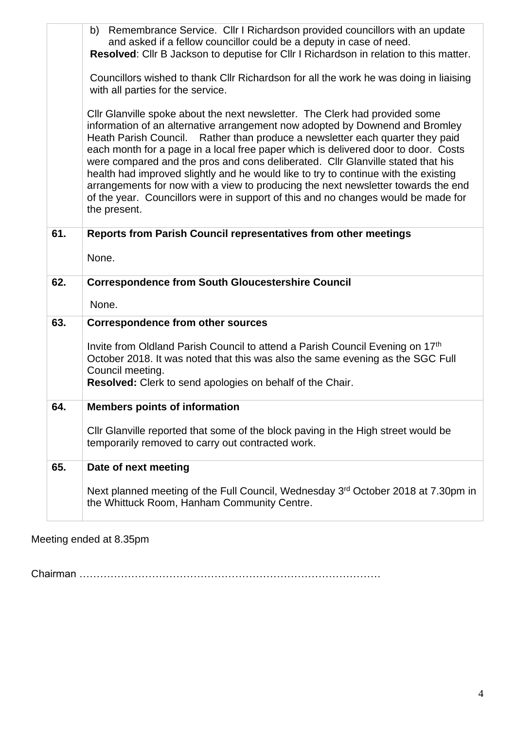| | |
|---|---|
| | b) Remembrance Service. Cllr I Richardson provided councillors with an update and asked if a fellow councillor could be a deputy in case of need.<br>**Resolved**: Cllr B Jackson to deputise for Cllr I Richardson in relation to this matter.<br><br>Councillors wished to thank Cllr Richardson for all the work he was doing in liaising with all parties for the service.<br><br>Cllr Glanville spoke about the next newsletter. The Clerk had provided some information of an alternative arrangement now adopted by Downend and Bromley Heath Parish Council. Rather than produce a newsletter each quarter they paid each month for a page in a local free paper which is delivered door to door. Costs were compared and the pros and cons deliberated. Cllr Glanville stated that his health had improved slightly and he would like to try to continue with the existing arrangements for now with a view to producing the next newsletter towards the end of the year. Councillors were in support of this and no changes would be made for the present. |
| **61.** | **Reports from Parish Council representatives from other meetings**<br><br>None. |
| **62.** | **Correspondence from South Gloucestershire Council**<br><br>None. |
| **63.** | **Correspondence from other sources**<br><br>Invite from Oldland Parish Council to attend a Parish Council Evening on 17th October 2018. It was noted that this was also the same evening as the SGC Full Council meeting.<br>**Resolved:** Clerk to send apologies on behalf of the Chair. |
| **64.** | **Members points of information**<br><br>Cllr Glanville reported that some of the block paving in the High street would be temporarily removed to carry out contracted work. |
| **65.** | **Date of next meeting**<br><br>Next planned meeting of the Full Council, Wednesday 3rd October 2018 at 7.30pm in the Whittuck Room, Hanham Community Centre. |

Meeting ended at 8.35pm

Chairman ……………………………………………………………………………